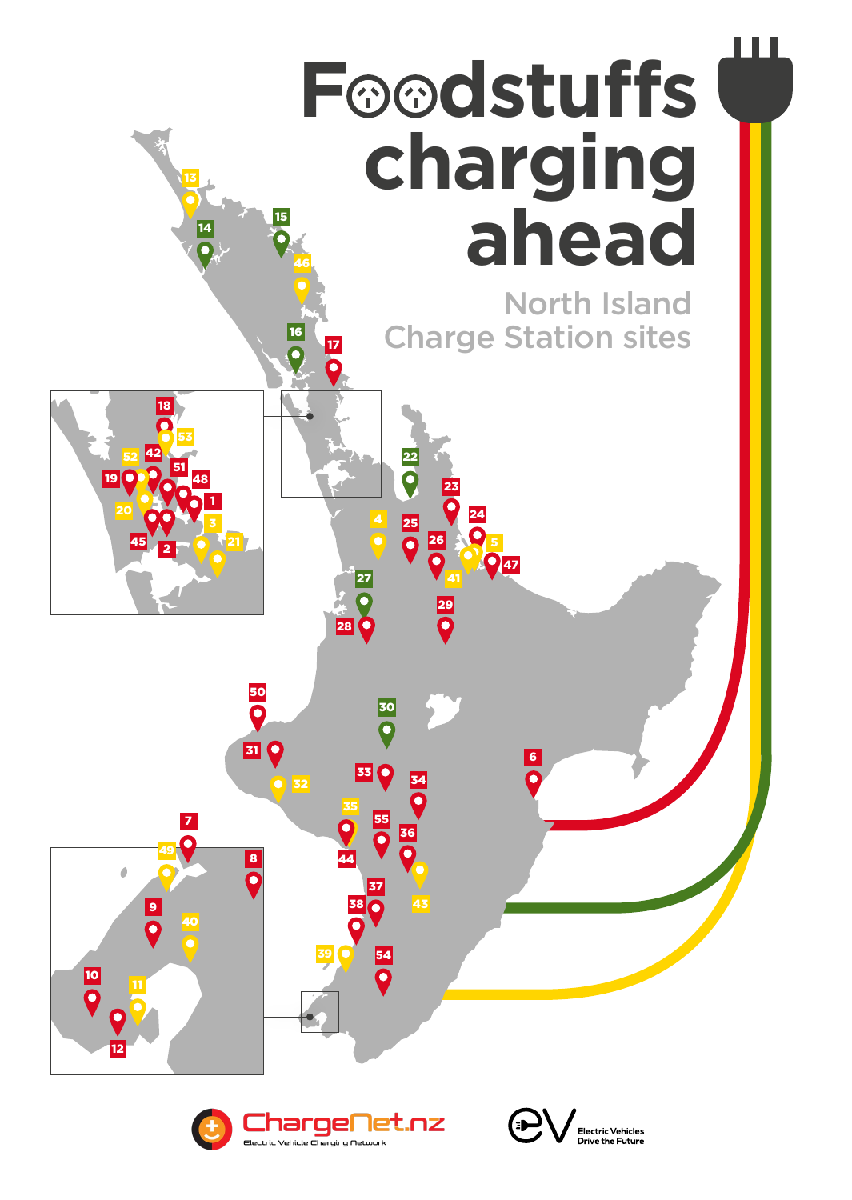# Foodstuffs charging ahead

## North Island Charge Station sites

13

14

15

46

16

17

18

53

52

42

51

19

48

1

20

3

45

2

21

22

23

24

4

25

26

5

47

41

27

29

28

50

30

31

6

33

34

32

35

55

36

7

44

49

8

43

37

38

9

40

39

54

10

11

12

ChargeNet.nz

Electric Vehicle Charging Network

EV

Electric Vehicles Drive the Future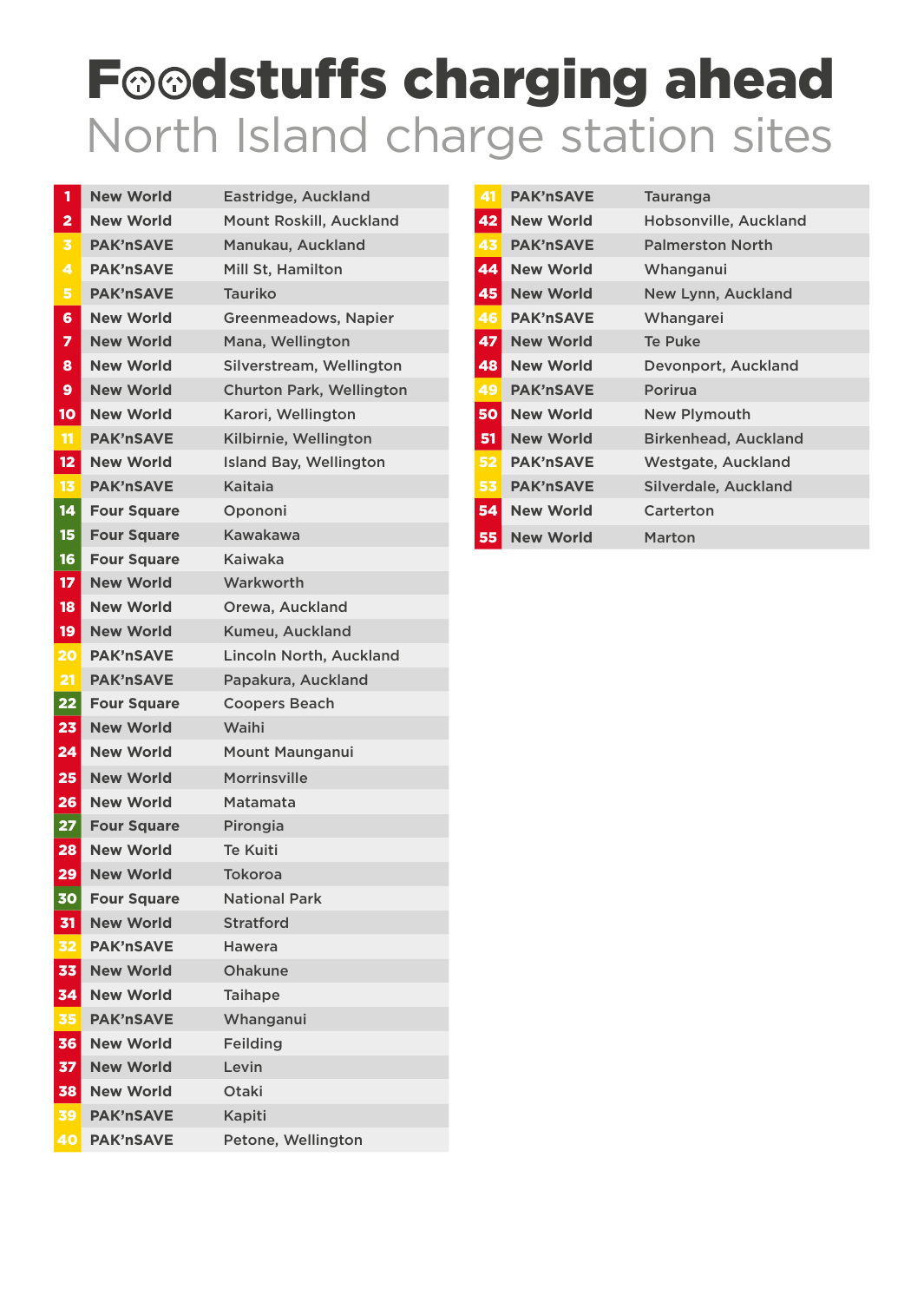# Foodstuffs charging ahead

## North Island charge station sites

| # | Brand | Location |
|---|---|---|
| 1 | New World | Eastridge, Auckland |
| 2 | New World | Mount Roskill, Auckland |
| 3 | PAK'nSAVE | Manukau, Auckland |
| 4 | PAK'nSAVE | Mill St, Hamilton |
| 5 | PAK'nSAVE | Tauriko |
| 6 | New World | Greenmeadows, Napier |
| 7 | New World | Mana, Wellington |
| 8 | New World | Silverstream, Wellington |
| 9 | New World | Churton Park, Wellington |
| 10 | New World | Karori, Wellington |
| 11 | PAK'nSAVE | Kilbirnie, Wellington |
| 12 | New World | Island Bay, Wellington |
| 13 | PAK'nSAVE | Kaitaia |
| 14 | Four Square | Opononi |
| 15 | Four Square | Kawakawa |
| 16 | Four Square | Kaiwaka |
| 17 | New World | Warkworth |
| 18 | New World | Orewa, Auckland |
| 19 | New World | Kumeu, Auckland |
| 20 | PAK'nSAVE | Lincoln North, Auckland |
| 21 | PAK'nSAVE | Papakura, Auckland |
| 22 | Four Square | Coopers Beach |
| 23 | New World | Waihi |
| 24 | New World | Mount Maunganui |
| 25 | New World | Morrinsville |
| 26 | New World | Matamata |
| 27 | Four Square | Pirongia |
| 28 | New World | Te Kuiti |
| 29 | New World | Tokoroa |
| 30 | Four Square | National Park |
| 31 | New World | Stratford |
| 32 | PAK'nSAVE | Hawera |
| 33 | New World | Ohakune |
| 34 | New World | Taihape |
| 35 | PAK'nSAVE | Whanganui |
| 36 | New World | Feilding |
| 37 | New World | Levin |
| 38 | New World | Otaki |
| 39 | PAK'nSAVE | Kapiti |
| 40 | PAK'nSAVE | Petone, Wellington |
| 41 | PAK'nSAVE | Tauranga |
| 42 | New World | Hobsonville, Auckland |
| 43 | PAK'nSAVE | Palmerston North |
| 44 | New World | Whanganui |
| 45 | New World | New Lynn, Auckland |
| 46 | PAK'nSAVE | Whangarei |
| 47 | New World | Te Puke |
| 48 | New World | Devonport, Auckland |
| 49 | PAK'nSAVE | Porirua |
| 50 | New World | New Plymouth |
| 51 | New World | Birkenhead, Auckland |
| 52 | PAK'nSAVE | Westgate, Auckland |
| 53 | PAK'nSAVE | Silverdale, Auckland |
| 54 | New World | Carterton |
| 55 | New World | Marton |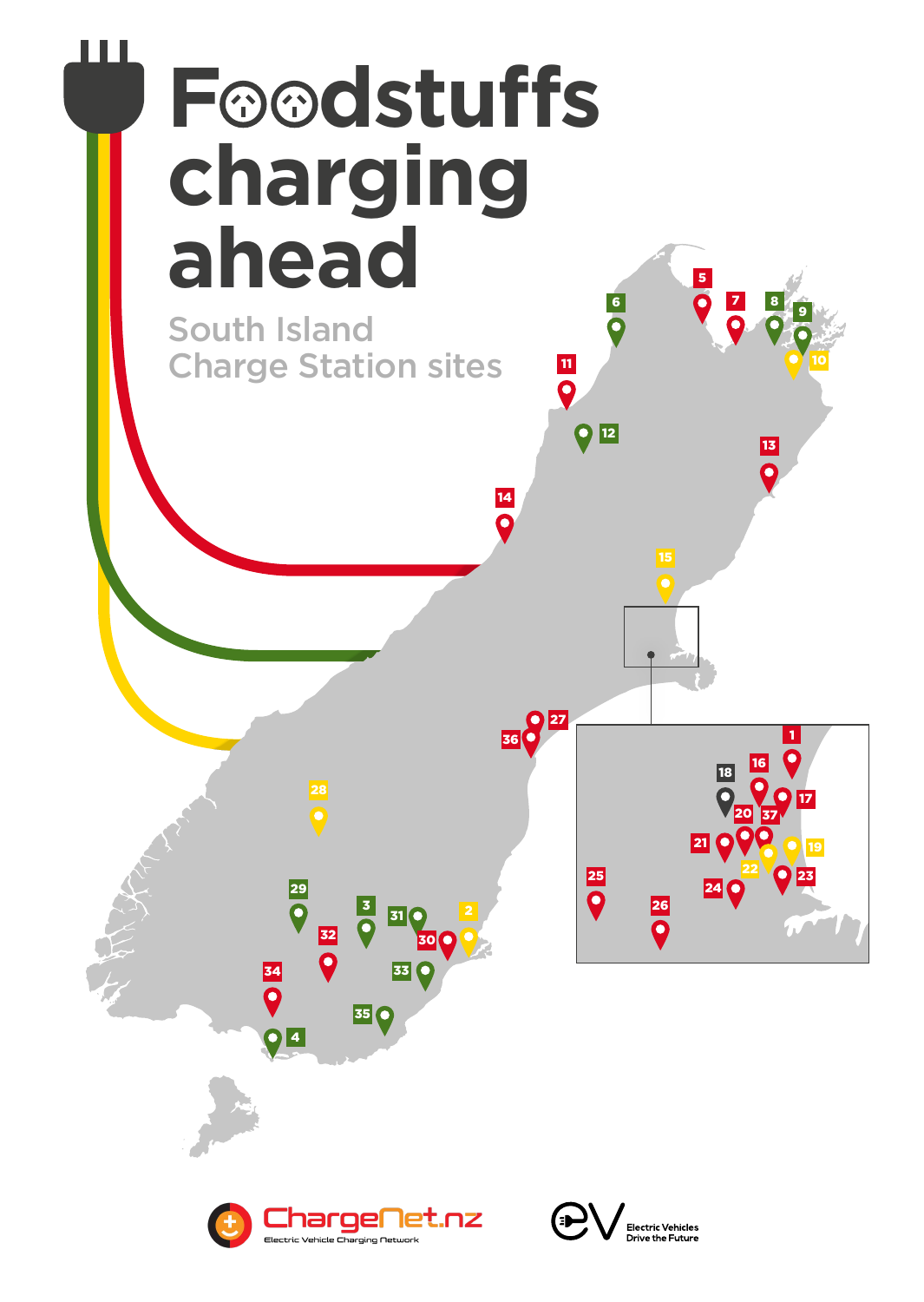# Foodstuffs charging ahead

## South Island Charge Station sites

5 7 6 8 9 10 11 12 13 14 15 1 16 17 18 20 37 21 19 22 23 24 25 26 27 36 28 29 3 31 2 30 32 33 34 35 4

ChargeNet.nz
Electric Vehicle Charging Network

eV Electric Vehicles Drive the Future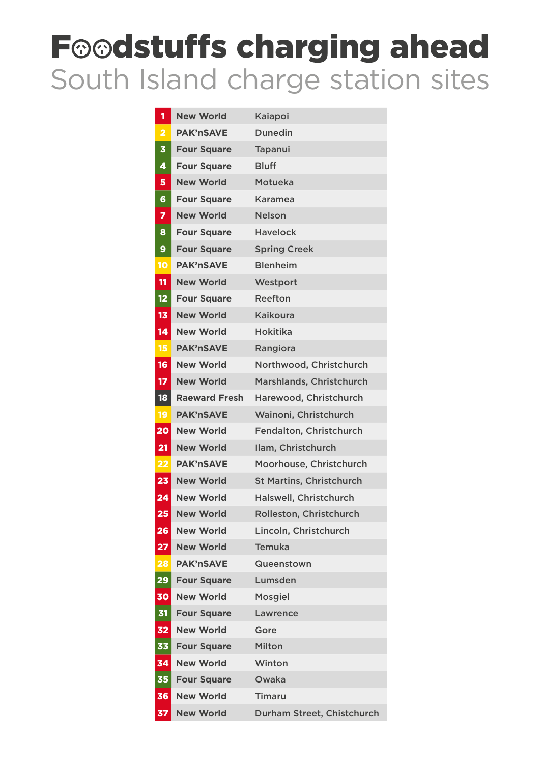# Foodstuffs charging ahead

## South Island charge station sites

| | | |
|---|---|---|
| 1 | New World | Kaiapoi |
| 2 | PAK'nSAVE | Dunedin |
| 3 | Four Square | Tapanui |
| 4 | Four Square | Bluff |
| 5 | New World | Motueka |
| 6 | Four Square | Karamea |
| 7 | New World | Nelson |
| 8 | Four Square | Havelock |
| 9 | Four Square | Spring Creek |
| 10 | PAK'nSAVE | Blenheim |
| 11 | New World | Westport |
| 12 | Four Square | Reefton |
| 13 | New World | Kaikoura |
| 14 | New World | Hokitika |
| 15 | PAK'nSAVE | Rangiora |
| 16 | New World | Northwood, Christchurch |
| 17 | New World | Marshlands, Christchurch |
| 18 | Raeward Fresh | Harewood, Christchurch |
| 19 | PAK'nSAVE | Wainoni, Christchurch |
| 20 | New World | Fendalton, Christchurch |
| 21 | New World | Ilam, Christchurch |
| 22 | PAK'nSAVE | Moorhouse, Christchurch |
| 23 | New World | St Martins, Christchurch |
| 24 | New World | Halswell, Christchurch |
| 25 | New World | Rolleston, Christchurch |
| 26 | New World | Lincoln, Christchurch |
| 27 | New World | Temuka |
| 28 | PAK'nSAVE | Queenstown |
| 29 | Four Square | Lumsden |
| 30 | New World | Mosgiel |
| 31 | Four Square | Lawrence |
| 32 | New World | Gore |
| 33 | Four Square | Milton |
| 34 | New World | Winton |
| 35 | Four Square | Owaka |
| 36 | New World | Timaru |
| 37 | New World | Durham Street, Chistchurch |